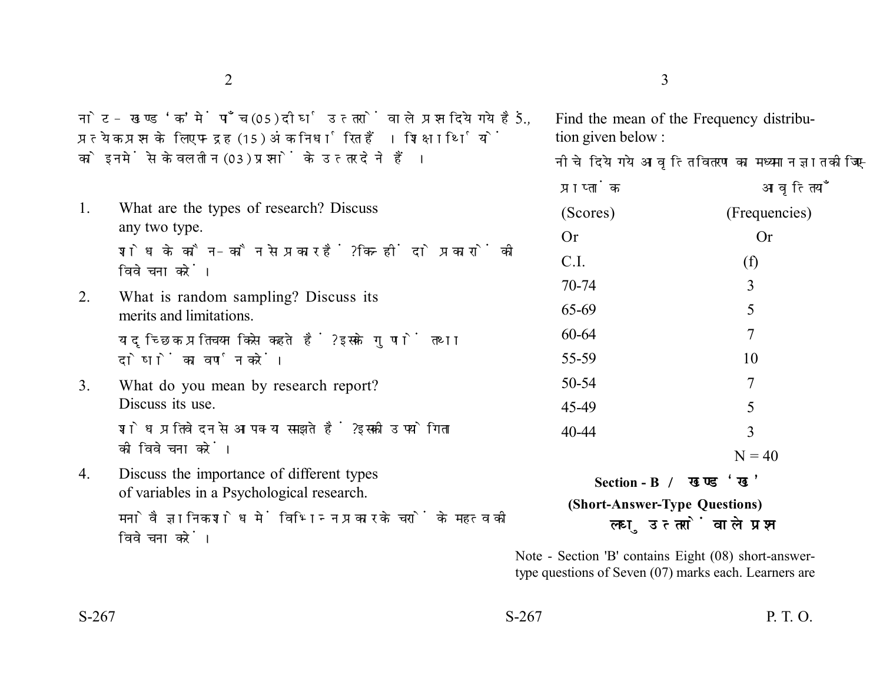नोट - खण्ड 'क' में पाँच (05) दीर्घ उत्तरों वाले प्रश्न दिये गये हैं, प्रत्येक प्रश्न के लिए पन्द्रह (15) अंक निर्धारित हैं। शिक्षार्थियों को इनमें से केवल तीन (03) प्रश्नों के उत्तर देने हैं।

1. What are the types of research? Discuss any two type.

   शोध के कौन-कौन से प्रकार हैं? किन्हीं दो प्रकारों की विवेचना करें।

2. What is random sampling? Discuss its merits and limitations.

   यदृच्छिक प्रतिचयन किसे कहते हैं? इसके गुणों तथा दोषों का वर्णन करें।

3. What do you mean by research report? Discuss its use.

   शोध प्रतिवेदन से आप क्या समझते हैं? इसकी उपयोगिता की विवेचना करें।

4. Discuss the importance of different types of variables in a Psychological research.

   मनोवैज्ञानिक शोध में विभिन्न प्रकार के चरों के महत्व की विवेचना करें।

5. Find the mean of the Frequency distribution given below :

   नीचे दिये गये आवृत्ति वितरण का मध्यमान ज्ञात कीजिए-

| प्राप्तांक (Scores) Or C.I. | आवृत्तियाँ (Frequencies) Or (f) |
|---|---|
| 70-74 | 3 |
| 65-69 | 5 |
| 60-64 | 7 |
| 55-59 | 10 |
| 50-54 | 7 |
| 45-49 | 5 |
| 40-44 | 3 |
| | N = 40 |

## Section - B / खण्ड 'ख'

### (Short-Answer-Type Questions) लघु उत्तरों वाले प्रश्न

Note - Section 'B' contains Eight (08) short-answer-type questions of Seven (07) marks each. Learners are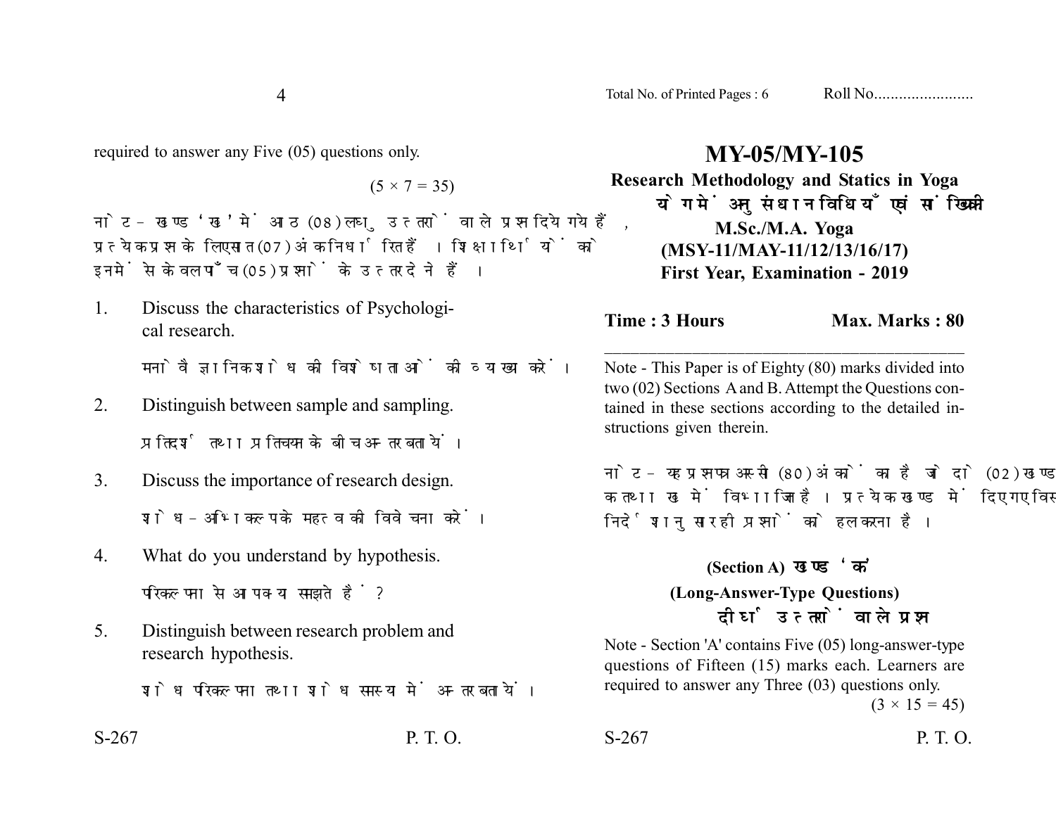# MY-05/MY-105

**Research Methodology and Statics in Yoga**

**योग में अनुसंधान विधियाँ एवं सांख्यिकी**

**M.Sc./M.A. Yoga**

**(MSY-11/MAY-11/12/13/16/17)**

**First Year, Examination - 2019**

**Time : 3 Hours** **Max. Marks : 80**

Note - This Paper is of Eighty (80) marks divided into two (02) Sections A and B. Attempt the Questions contained in these sections according to the detailed instructions given therein.

नोट - यह प्रश्नपत्र अस्सी (80) अंकों का है जो दो (02) खण्डों क तथा ख में विभाजित है। प्रत्येक खण्ड में दिए गए विस्तृत निर्देशानुसार ही प्रश्नों को हल करना है।

## (Section A) खण्ड 'क'

### (Long-Answer-Type Questions)

### दीर्घ उत्तरों वाले प्रश्न

Note - Section 'A' contains Five (05) long-answer-type questions of Fifteen (15) marks each. Learners are required to answer any Three (03) questions only.

(3 × 15 = 45)

required to answer any Five (05) questions only.

(5 × 7 = 35)

नोट - खण्ड 'ख' में आठ (08) लघु उत्तरों वाले प्रश्न दिये गये हैं, प्रत्येक प्रश्न के लिए सात (07) अंक निर्धारित हैं। शिक्षार्थियों को इनमें से केवल पाँच (05) प्रश्नों के उत्तर देने हैं।

1. Discuss the characteristics of Psychological research.

   मनोवैज्ञानिक शोध की विशेषताओं की व्याख्या करें।

2. Distinguish between sample and sampling.

   प्रतिदर्श तथा प्रतिचयन के बीच अन्तर बतायें।

3. Discuss the importance of research design.

   शोध-अभिकल्प के महत्व की विवेचना करें।

4. What do you understand by hypothesis.

   परिकल्पना से आप क्या समझते हैं?

5. Distinguish between research problem and research hypothesis.

   शोध परिकल्पना तथा शोध समस्या में अन्तर बतायें।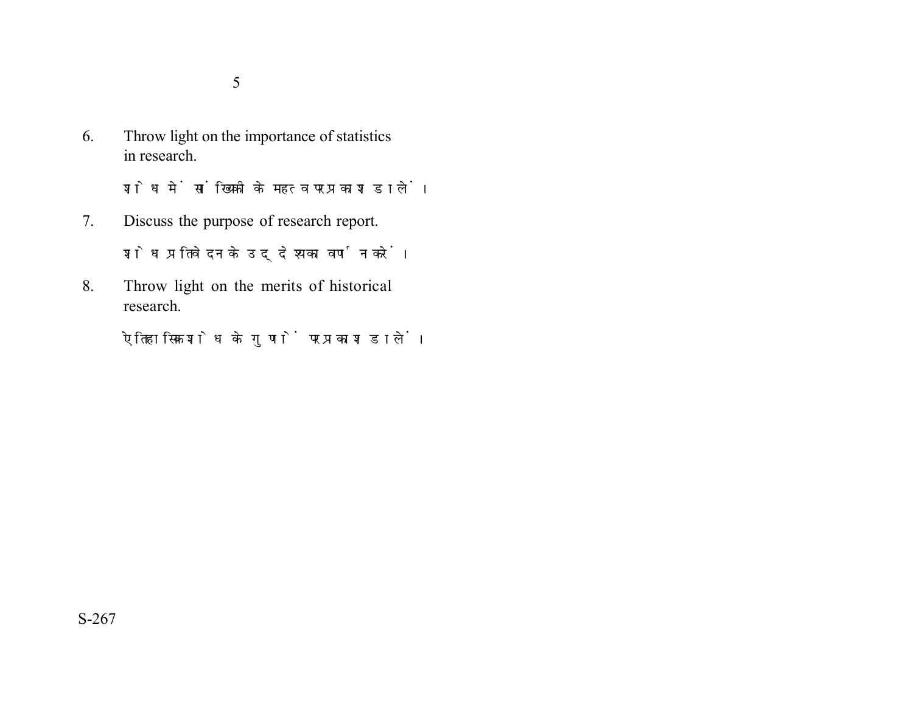6. Throw light on the importance of statistics in research.

   शोध में सांख्यिकी के महत्व पर प्रकाश डालें।

7. Discuss the purpose of research report.

   शोध प्रतिवेदन के उद्देश्य का वर्णन करें।

8. Throw light on the merits of historical research.

   ऐतिहासिक शोध के गुणों पर प्रकाश डालें।

S-267